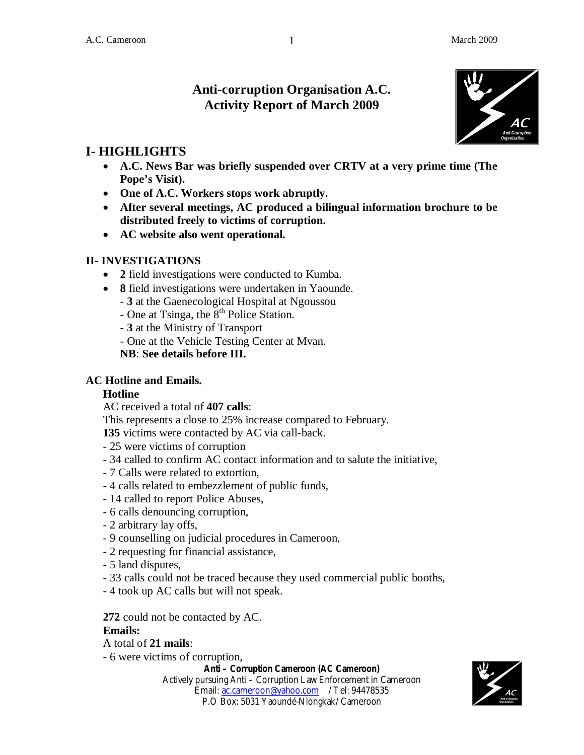# Anti-corruption Organisation A.C.
# Activity Report of March 2009

## I- HIGHLIGHTS

- **A.C. News Bar was briefly suspended over CRTV at a very prime time (The Pope's Visit).**
- **One of A.C. Workers stops work abruptly.**
- **After several meetings, AC produced a bilingual information brochure to be distributed freely to victims of corruption.**
- **AC website also went operational.**

### II- INVESTIGATIONS

- **2** field investigations were conducted to Kumba.
- **8** field investigations were undertaken in Yaounde.
  - **3** at the Gaenecological Hospital at Ngoussou
  - One at Tsinga, the 8th Police Station.
  - **3** at the Ministry of Transport
  - One at the Vehicle Testing Center at Mvan.

  **NB**: **See details before III.**

### AC Hotline and Emails.

**Hotline**

AC received a total of **407 calls**:

This represents a close to 25% increase compared to February.

**135** victims were contacted by AC via call-back.

- 25 were victims of corruption
- 34 called to confirm AC contact information and to salute the initiative,
- 7 Calls were related to extortion,
- 4 calls related to embezzlement of public funds,
- 14 called to report Police Abuses,
- 6 calls denouncing corruption,
- 2 arbitrary lay offs,
- 9 counselling on judicial procedures in Cameroon,
- 2 requesting for financial assistance,
- 5 land disputes,
- 33 calls could not be traced because they used commercial public booths,
- 4 took up AC calls but will not speak.

**272** could not be contacted by AC.

**Emails:**

A total of **21 mails**:

- 6 were victims of corruption,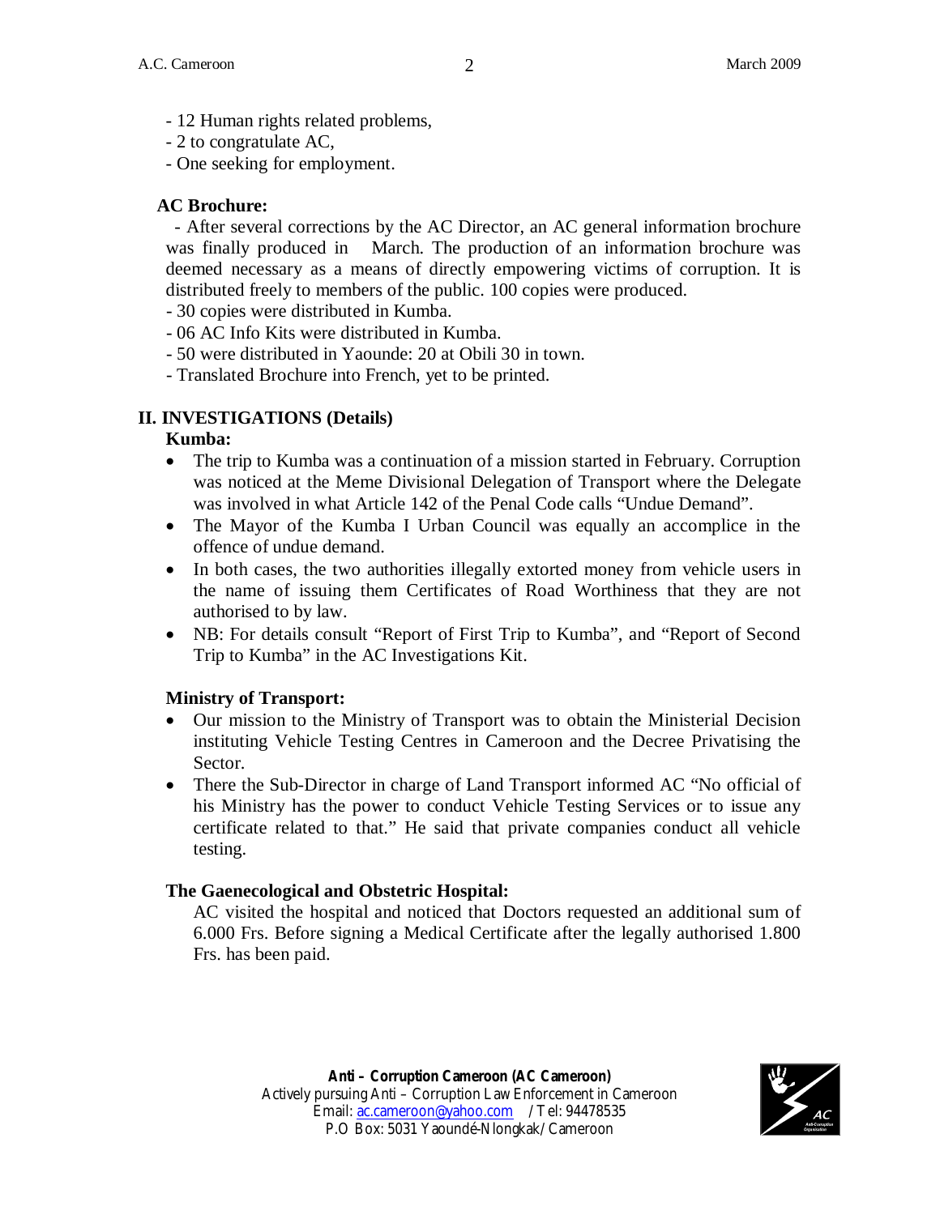- 12 Human rights related problems,
- 2 to congratulate AC,
- One seeking for employment.

**AC Brochure:**

- After several corrections by the AC Director, an AC general information brochure was finally produced in March. The production of an information brochure was deemed necessary as a means of directly empowering victims of corruption. It is distributed freely to members of the public. 100 copies were produced.
- 30 copies were distributed in Kumba.
- 06 AC Info Kits were distributed in Kumba.
- 50 were distributed in Yaounde: 20 at Obili 30 in town.
- Translated Brochure into French, yet to be printed.

## II. INVESTIGATIONS (Details)

**Kumba:**

- The trip to Kumba was a continuation of a mission started in February. Corruption was noticed at the Meme Divisional Delegation of Transport where the Delegate was involved in what Article 142 of the Penal Code calls "Undue Demand".
- The Mayor of the Kumba I Urban Council was equally an accomplice in the offence of undue demand.
- In both cases, the two authorities illegally extorted money from vehicle users in the name of issuing them Certificates of Road Worthiness that they are not authorised to by law.
- NB: For details consult "Report of First Trip to Kumba", and "Report of Second Trip to Kumba" in the AC Investigations Kit.

**Ministry of Transport:**

- Our mission to the Ministry of Transport was to obtain the Ministerial Decision instituting Vehicle Testing Centres in Cameroon and the Decree Privatising the Sector.
- There the Sub-Director in charge of Land Transport informed AC "No official of his Ministry has the power to conduct Vehicle Testing Services or to issue any certificate related to that." He said that private companies conduct all vehicle testing.

**The Gaenecological and Obstetric Hospital:**

AC visited the hospital and noticed that Doctors requested an additional sum of 6.000 Frs. Before signing a Medical Certificate after the legally authorised 1.800 Frs. has been paid.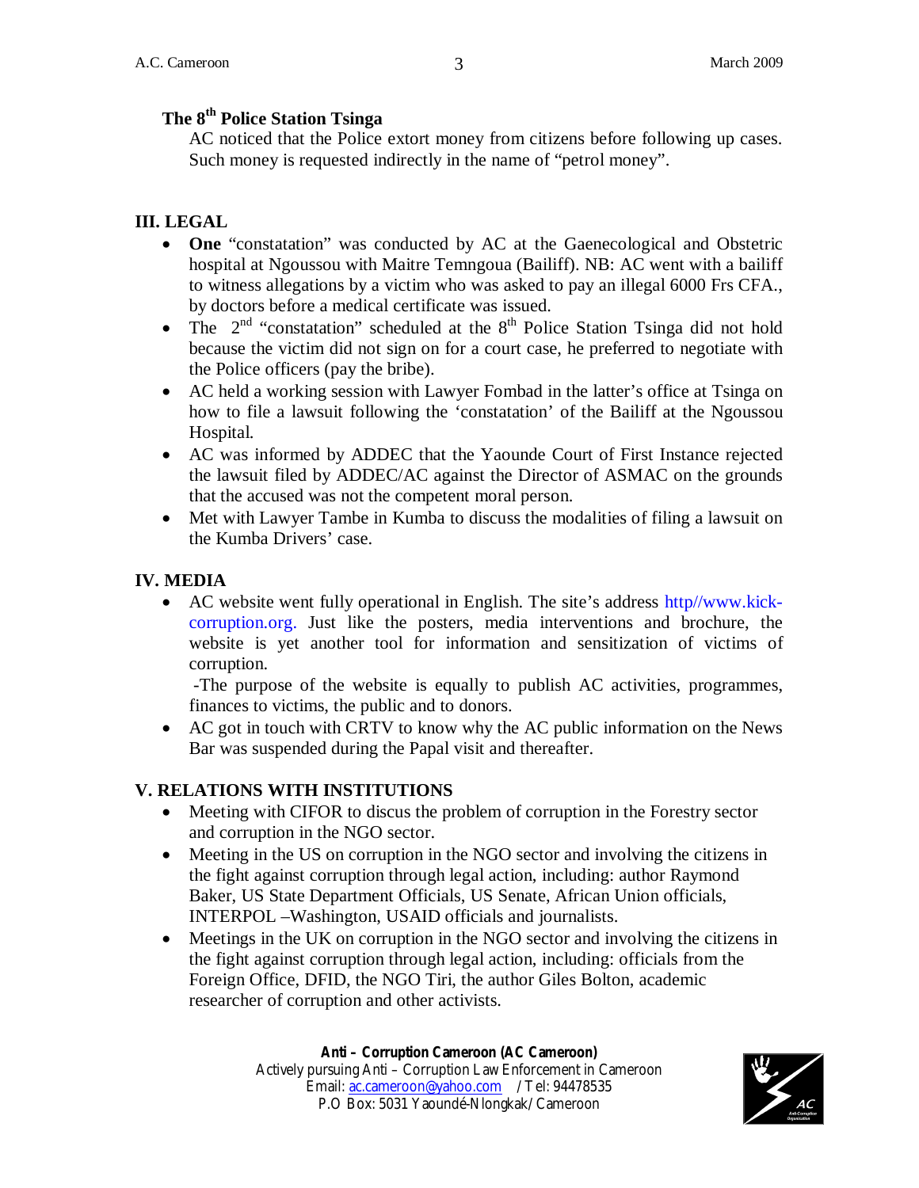### The 8th Police Station Tsinga

AC noticed that the Police extort money from citizens before following up cases. Such money is requested indirectly in the name of "petrol money".

## III. LEGAL

- **One** "constatation" was conducted by AC at the Gaenecological and Obstetric hospital at Ngoussou with Maitre Temngoua (Bailiff). NB: AC went with a bailiff to witness allegations by a victim who was asked to pay an illegal 6000 Frs CFA., by doctors before a medical certificate was issued.
- The 2nd "constatation" scheduled at the 8th Police Station Tsinga did not hold because the victim did not sign on for a court case, he preferred to negotiate with the Police officers (pay the bribe).
- AC held a working session with Lawyer Fombad in the latter's office at Tsinga on how to file a lawsuit following the 'constatation' of the Bailiff at the Ngoussou Hospital.
- AC was informed by ADDEC that the Yaounde Court of First Instance rejected the lawsuit filed by ADDEC/AC against the Director of ASMAC on the grounds that the accused was not the competent moral person.
- Met with Lawyer Tambe in Kumba to discuss the modalities of filing a lawsuit on the Kumba Drivers' case.

## IV. MEDIA

- AC website went fully operational in English. The site's address http//www.kick-corruption.org. Just like the posters, media interventions and brochure, the website is yet another tool for information and sensitization of victims of corruption.

  -The purpose of the website is equally to publish AC activities, programmes, finances to victims, the public and to donors.
- AC got in touch with CRTV to know why the AC public information on the News Bar was suspended during the Papal visit and thereafter.

## V. RELATIONS WITH INSTITUTIONS

- Meeting with CIFOR to discus the problem of corruption in the Forestry sector and corruption in the NGO sector.
- Meeting in the US on corruption in the NGO sector and involving the citizens in the fight against corruption through legal action, including: author Raymond Baker, US State Department Officials, US Senate, African Union officials, INTERPOL –Washington, USAID officials and journalists.
- Meetings in the UK on corruption in the NGO sector and involving the citizens in the fight against corruption through legal action, including: officials from the Foreign Office, DFID, the NGO Tiri, the author Giles Bolton, academic researcher of corruption and other activists.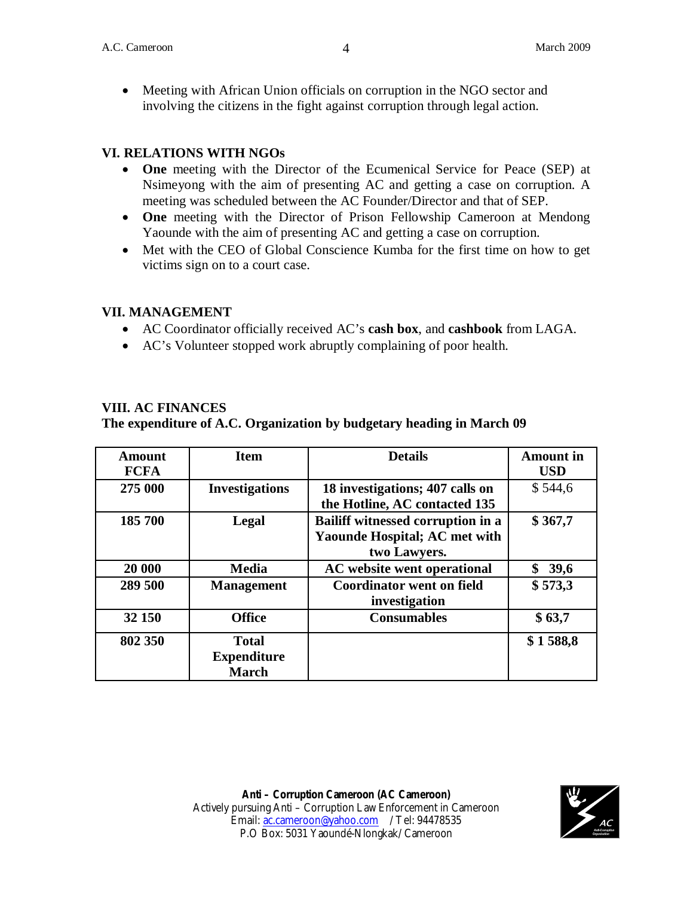- Meeting with African Union officials on corruption in the NGO sector and involving the citizens in the fight against corruption through legal action.

## VI. RELATIONS WITH NGOs

- **One** meeting with the Director of the Ecumenical Service for Peace (SEP) at Nsimeyong with the aim of presenting AC and getting a case on corruption. A meeting was scheduled between the AC Founder/Director and that of SEP.
- **One** meeting with the Director of Prison Fellowship Cameroon at Mendong Yaounde with the aim of presenting AC and getting a case on corruption.
- Met with the CEO of Global Conscience Kumba for the first time on how to get victims sign on to a court case.

## VII. MANAGEMENT

- AC Coordinator officially received AC's **cash box**, and **cashbook** from LAGA.
- AC's Volunteer stopped work abruptly complaining of poor health.

## VIII. AC FINANCES

**The expenditure of A.C. Organization by budgetary heading in March 09**

| Amount FCFA | Item | Details | Amount in USD |
|---|---|---|---|
| **275 000** | **Investigations** | **18 investigations; 407 calls on the Hotline, AC contacted 135** | $ 544,6 |
| **185 700** | **Legal** | **Bailiff witnessed corruption in a Yaounde Hospital; AC met with two Lawyers.** | **$ 367,7** |
| **20 000** | **Media** | **AC website went operational** | **$ 39,6** |
| **289 500** | **Management** | **Coordinator went on field investigation** | **$ 573,3** |
| **32 150** | **Office** | **Consumables** | **$ 63,7** |
| **802 350** | **Total Expenditure March** | | **$ 1 588,8** |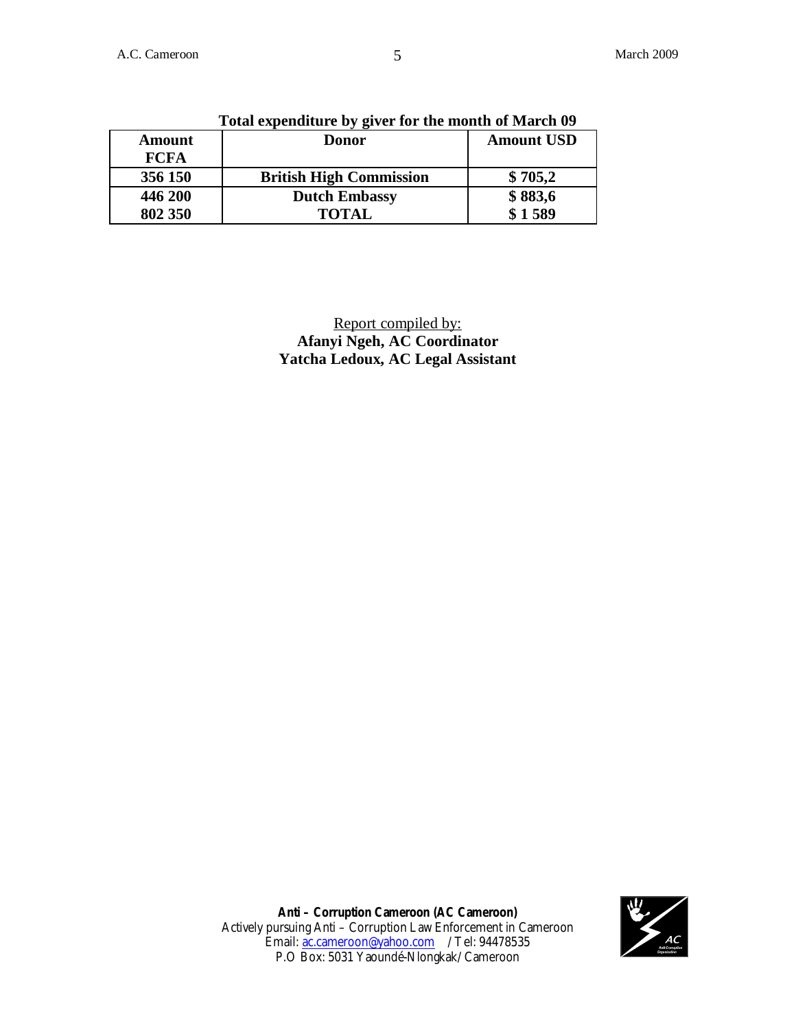**Total expenditure by giver for the month of March 09**

| Amount FCFA | Donor | Amount USD |
|---|---|---|
| 356 150 | British High Commission | $ 705,2 |
| 446 200 | Dutch Embassy | $ 883,6 |
| 802 350 | TOTAL | $ 1 589 |

Report compiled by:
**Afanyi Ngeh, AC Coordinator**
**Yatcha Ledoux, AC Legal Assistant**

**Anti – Corruption Cameroon (AC Cameroon)**
Actively pursuing Anti – Corruption Law Enforcement in Cameroon
Email: ac.cameroon@yahoo.com / Tel: 94478535
P.O Box: 5031 Yaoundé-Nlongkak/ Cameroon